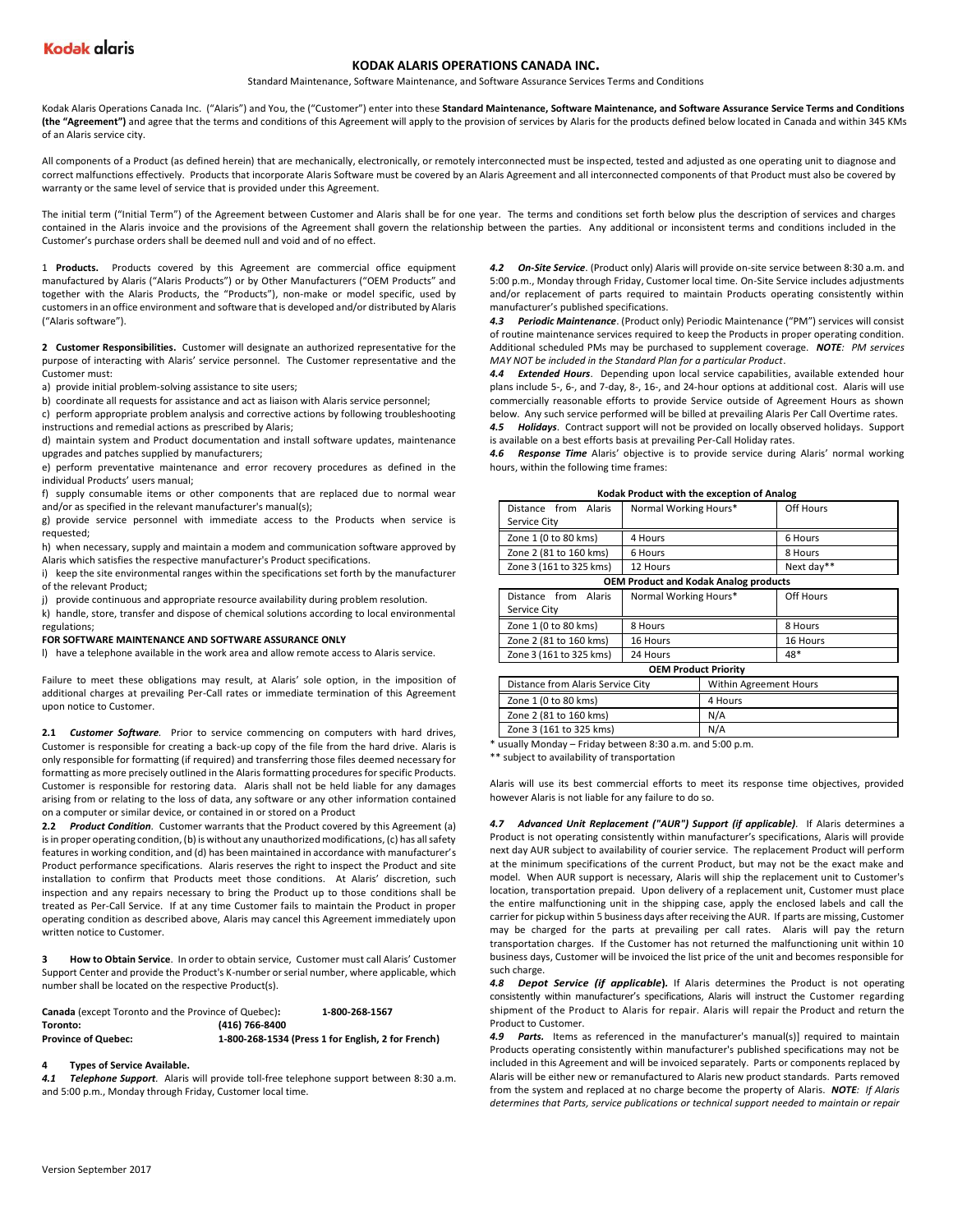Kodak alaris

# KODAK ALARIS OPERATIONS CANADA INC.

Standard Maintenance, Software Maintenance, and Software Assurance Services Terms and Conditions

Kodak Alaris Operations Canada Inc. ("Alaris") and You, the ("Customer") enter into these **Standard Maintenance, Software Maintenance, and Software Assurance Service Terms and Conditions (the "Agreement")** and agree that the terms and conditions of this Agreement will apply to the provision of services by Alaris for the products defined below located in Canada and within 345 KMs of an Alaris service city.

All components of a Product (as defined herein) that are mechanically, electronically, or remotely interconnected must be inspected, tested and adjusted as one operating unit to diagnose and correct malfunctions effectively. Products that incorporate Alaris Software must be covered by an Alaris Agreement and all interconnected components of that Product must also be covered by warranty or the same level of service that is provided under this Agreement.

The initial term ("Initial Term") of the Agreement between Customer and Alaris shall be for one year. The terms and conditions set forth below plus the description of services and charges contained in the Alaris invoice and the provisions of the Agreement shall govern the relationship between the parties. Any additional or inconsistent terms and conditions included in the Customer's purchase orders shall be deemed null and void and of no effect.

1 **Products.** Products covered by this Agreement are commercial office equipment manufactured by Alaris ("Alaris Products") or by Other Manufacturers ("OEM Products" and together with the Alaris Products, the "Products"), non-make or model specific, used by customers in an office environment and software that is developed and/or distributed by Alaris ("Alaris software").

**2 Customer Responsibilities.** Customer will designate an authorized representative for the purpose of interacting with Alaris' service personnel. The Customer representative and the Customer must:

a) provide initial problem-solving assistance to site users;

b) coordinate all requests for assistance and act as liaison with Alaris service personnel;

c) perform appropriate problem analysis and corrective actions by following troubleshooting instructions and remedial actions as prescribed by Alaris;

d) maintain system and Product documentation and install software updates, maintenance upgrades and patches supplied by manufacturers;

e) perform preventative maintenance and error recovery procedures as defined in the individual Products' users manual;

f) supply consumable items or other components that are replaced due to normal wear and/or as specified in the relevant manufacturer's manual(s);

g) provide service personnel with immediate access to the Products when service is requested;

h) when necessary, supply and maintain a modem and communication software approved by Alaris which satisfies the respective manufacturer's Product specifications.

i) keep the site environmental ranges within the specifications set forth by the manufacturer of the relevant Product;

j) provide continuous and appropriate resource availability during problem resolution.

k) handle, store, transfer and dispose of chemical solutions according to local environmental regulations;

**FOR SOFTWARE MAINTENANCE AND SOFTWARE ASSURANCE ONLY**

l) have a telephone available in the work area and allow remote access to Alaris service.

Failure to meet these obligations may result, at Alaris' sole option, in the imposition of additional charges at prevailing Per-Call rates or immediate termination of this Agreement upon notice to Customer.

**2.1** ***Customer Software***. Prior to service commencing on computers with hard drives, Customer is responsible for creating a back-up copy of the file from the hard drive. Alaris is only responsible for formatting (if required) and transferring those files deemed necessary for formatting as more precisely outlined in the Alaris formatting procedures for specific Products. Customer is responsible for restoring data. Alaris shall not be held liable for any damages arising from or relating to the loss of data, any software or any other information contained on a computer or similar device, or contained in or stored on a Product

**2.2** ***Product Condition***. Customer warrants that the Product covered by this Agreement (a) is in proper operating condition, (b) is without any unauthorized modifications, (c) has all safety features in working condition, and (d) has been maintained in accordance with manufacturer's Product performance specifications. Alaris reserves the right to inspect the Product and site installation to confirm that Products meet those conditions. At Alaris' discretion, such inspection and any repairs necessary to bring the Product up to those conditions shall be treated as Per-Call Service. If at any time Customer fails to maintain the Product in proper operating condition as described above, Alaris may cancel this Agreement immediately upon written notice to Customer.

**3 How to Obtain Service**. In order to obtain service, Customer must call Alaris' Customer Support Center and provide the Product's K-number or serial number, where applicable, which number shall be located on the respective Product(s).

| | |
|---|---|
| **Canada** (except Toronto and the Province of Quebec)**:** | **1-800-268-1567** |
| **Toronto:** | **(416) 766-8400** |
| **Province of Quebec:** | **1-800-268-1534 (Press 1 for English, 2 for French)** |

**4 Types of Service Available.**

***4.1 Telephone Support***. Alaris will provide toll-free telephone support between 8:30 a.m. and 5:00 p.m., Monday through Friday, Customer local time.

***4.2 On-Site Service***. (Product only) Alaris will provide on-site service between 8:30 a.m. and 5:00 p.m., Monday through Friday, Customer local time. On-Site Service includes adjustments and/or replacement of parts required to maintain Products operating consistently within manufacturer's published specifications.

***4.3 Periodic Maintenance***. (Product only) Periodic Maintenance ("PM") services will consist of routine maintenance services required to keep the Products in proper operating condition. Additional scheduled PMs may be purchased to supplement coverage. ***NOTE**: PM services MAY NOT be included in the Standard Plan for a particular Product*.

***4.4 Extended Hours***. Depending upon local service capabilities, available extended hour plans include 5-, 6-, and 7-day, 8-, 16-, and 24-hour options at additional cost. Alaris will use commercially reasonable efforts to provide Service outside of Agreement Hours as shown below. Any such service performed will be billed at prevailing Alaris Per Call Overtime rates.

***4.5 Holidays***. Contract support will not be provided on locally observed holidays. Support is available on a best efforts basis at prevailing Per-Call Holiday rates.

***4.6 Response Time*** Alaris' objective is to provide service during Alaris' normal working hours, within the following time frames:

**Kodak Product with the exception of Analog**

| Distance from Alaris Service City | Normal Working Hours* | Off Hours |
|---|---|---|
| Zone 1 (0 to 80 kms) | 4 Hours | 6 Hours |
| Zone 2 (81 to 160 kms) | 6 Hours | 8 Hours |
| Zone 3 (161 to 325 kms) | 12 Hours | Next day** |

**OEM Product and Kodak Analog products**

| Distance from Alaris Service City | Normal Working Hours* | Off Hours |
|---|---|---|
| Zone 1 (0 to 80 kms) | 8 Hours | 8 Hours |
| Zone 2 (81 to 160 kms) | 16 Hours | 16 Hours |
| Zone 3 (161 to 325 kms) | 24 Hours | 48* |

**OEM Product Priority**

| Distance from Alaris Service City | Within Agreement Hours |
|---|---|
| Zone 1 (0 to 80 kms) | 4 Hours |
| Zone 2 (81 to 160 kms) | N/A |
| Zone 3 (161 to 325 kms) | N/A |

\* usually Monday – Friday between 8:30 a.m. and 5:00 p.m.

\*\* subject to availability of transportation

Alaris will use its best commercial efforts to meet its response time objectives, provided however Alaris is not liable for any failure to do so.

***4.7 Advanced Unit Replacement ("AUR") Support (if applicable)***. If Alaris determines a Product is not operating consistently within manufacturer's specifications, Alaris will provide next day AUR subject to availability of courier service. The replacement Product will perform at the minimum specifications of the current Product, but may not be the exact make and model. When AUR support is necessary, Alaris will ship the replacement unit to Customer's location, transportation prepaid. Upon delivery of a replacement unit, Customer must place the entire malfunctioning unit in the shipping case, apply the enclosed labels and call the carrier for pickup within 5 business days after receiving the AUR. If parts are missing, Customer may be charged for the parts at prevailing per call rates. Alaris will pay the return transportation charges. If the Customer has not returned the malfunctioning unit within 10 business days, Customer will be invoiced the list price of the unit and becomes responsible for such charge.

***4.8 Depot Service (if applicable)***. If Alaris determines the Product is not operating consistently within manufacturer's specifications, Alaris will instruct the Customer regarding shipment of the Product to Alaris for repair. Alaris will repair the Product and return the Product to Customer.

***4.9 Parts.*** Items as referenced in the manufacturer's manual(s)] required to maintain Products operating consistently within manufacturer's published specifications may not be included in this Agreement and will be invoiced separately. Parts or components replaced by Alaris will be either new or remanufactured to Alaris new product standards. Parts removed from the system and replaced at no charge become the property of Alaris. ***NOTE**: If Alaris determines that Parts, service publications or technical support needed to maintain or repair*

Version September 2017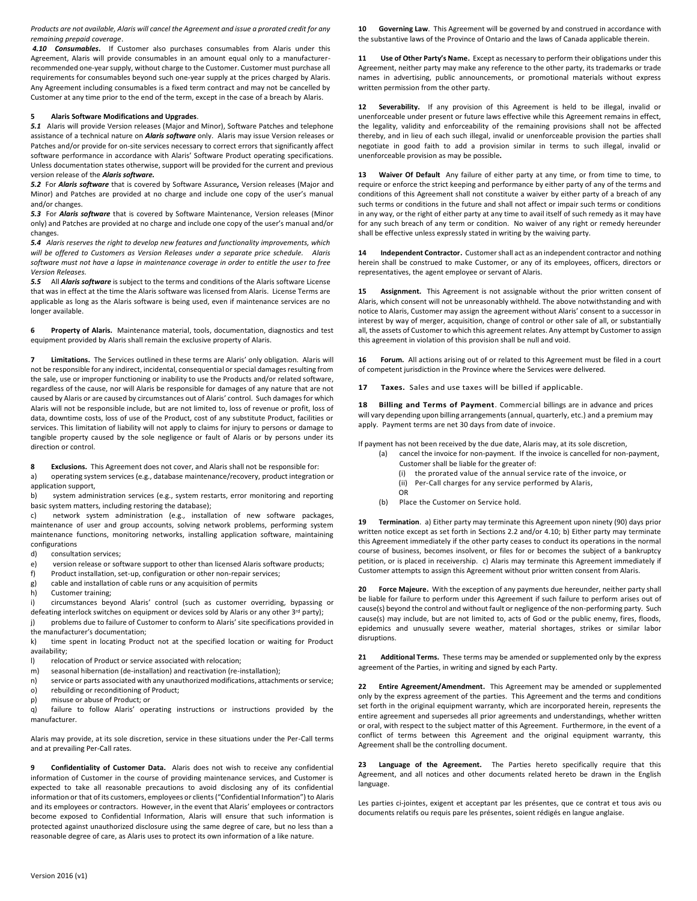*Products are not available, Alaris will cancel the Agreement and issue a prorated credit for any remaining prepaid coverage*.

***4.10 Consumables.*** If Customer also purchases consumables from Alaris under this Agreement, Alaris will provide consumables in an amount equal only to a manufacturer-recommended one-year supply, without charge to the Customer. Customer must purchase all requirements for consumables beyond such one-year supply at the prices charged by Alaris. Any Agreement including consumables is a fixed term contract and may not be cancelled by Customer at any time prior to the end of the term, except in the case of a breach by Alaris.

**5 Alaris Software Modifications and Upgrades**.

***5.1*** Alaris will provide Version releases (Major and Minor), Software Patches and telephone assistance of a technical nature on ***Alaris software*** only. Alaris may issue Version releases or Patches and/or provide for on-site services necessary to correct errors that significantly affect software performance in accordance with Alaris' Software Product operating specifications. Unless documentation states otherwise, support will be provided for the current and previous version release of the ***Alaris software.***

***5.2*** For ***Alaris software*** that is covered by Software Assurance***,*** Version releases (Major and Minor) and Patches are provided at no charge and include one copy of the user's manual and/or changes.

***5.3*** For ***Alaris software*** that is covered by Software Maintenance, Version releases (Minor only) and Patches are provided at no charge and include one copy of the user's manual and/or changes.

***5.4*** *Alaris reserves the right to develop new features and functionality improvements, which will be offered to Customers as Version Releases under a separate price schedule. Alaris software must not have a lapse in maintenance coverage in order to entitle the user to free Version Releases.*

***5.5*** All ***Alaris software*** is subject to the terms and conditions of the Alaris software License that was in effect at the time the Alaris software was licensed from Alaris. License Terms are applicable as long as the Alaris software is being used, even if maintenance services are no longer available.

**6 Property of Alaris.** Maintenance material, tools, documentation, diagnostics and test equipment provided by Alaris shall remain the exclusive property of Alaris.

**7 Limitations.** The Services outlined in these terms are Alaris' only obligation. Alaris will not be responsible for any indirect, incidental, consequential or special damages resulting from the sale, use or improper functioning or inability to use the Products and/or related software, regardless of the cause, nor will Alaris be responsible for damages of any nature that are not caused by Alaris or are caused by circumstances out of Alaris' control. Such damages for which Alaris will not be responsible include, but are not limited to, loss of revenue or profit, loss of data, downtime costs, loss of use of the Product, cost of any substitute Product, facilities or services. This limitation of liability will not apply to claims for injury to persons or damage to tangible property caused by the sole negligence or fault of Alaris or by persons under its direction or control.

**8 Exclusions.** This Agreement does not cover, and Alaris shall not be responsible for:

a) operating system services (e.g., database maintenance/recovery, product integration or application support,

b) system administration services (e.g., system restarts, error monitoring and reporting basic system matters, including restoring the database);

c) network system administration (e.g., installation of new software packages, maintenance of user and group accounts, solving network problems, performing system maintenance functions, monitoring networks, installing application software, maintaining configurations

d) consultation services;

e) version release or software support to other than licensed Alaris software products;

f) Product installation, set-up, configuration or other non-repair services;

g) cable and installation of cable runs or any acquisition of permits

h) Customer training;

i) circumstances beyond Alaris' control (such as customer overriding, bypassing or defeating interlock switches on equipment or devices sold by Alaris or any other 3rd party);

j) problems due to failure of Customer to conform to Alaris' site specifications provided in the manufacturer's documentation;

k) time spent in locating Product not at the specified location or waiting for Product availability;

l) relocation of Product or service associated with relocation;

m) seasonal hibernation (de-installation) and reactivation (re-installation);

n) service or parts associated with any unauthorized modifications, attachments or service;

o) rebuilding or reconditioning of Product;

p) misuse or abuse of Product; or

q) failure to follow Alaris' operating instructions or instructions provided by the manufacturer.

Alaris may provide, at its sole discretion, service in these situations under the Per-Call terms and at prevailing Per-Call rates.

**9 Confidentiality of Customer Data.** Alaris does not wish to receive any confidential information of Customer in the course of providing maintenance services, and Customer is expected to take all reasonable precautions to avoid disclosing any of its confidential information or that of its customers, employees or clients ("Confidential Information") to Alaris and its employees or contractors. However, in the event that Alaris' employees or contractors become exposed to Confidential Information, Alaris will ensure that such information is protected against unauthorized disclosure using the same degree of care, but no less than a reasonable degree of care, as Alaris uses to protect its own information of a like nature.

**10 Governing Law**. This Agreement will be governed by and construed in accordance with the substantive laws of the Province of Ontario and the laws of Canada applicable therein.

**11 Use of Other Party's Name.** Except as necessary to perform their obligations under this Agreement, neither party may make any reference to the other party, its trademarks or trade names in advertising, public announcements, or promotional materials without express written permission from the other party.

**12 Severability.** If any provision of this Agreement is held to be illegal, invalid or unenforceable under present or future laws effective while this Agreement remains in effect, the legality, validity and enforceability of the remaining provisions shall not be affected thereby, and in lieu of each such illegal, invalid or unenforceable provision the parties shall negotiate in good faith to add a provision similar in terms to such illegal, invalid or unenforceable provision as may be possible**.**

**13 Waiver Of Default** Any failure of either party at any time, or from time to time, to require or enforce the strict keeping and performance by either party of any of the terms and conditions of this Agreement shall not constitute a waiver by either party of a breach of any such terms or conditions in the future and shall not affect or impair such terms or conditions in any way, or the right of either party at any time to avail itself of such remedy as it may have for any such breach of any term or condition. No waiver of any right or remedy hereunder shall be effective unless expressly stated in writing by the waiving party.

**14 Independent Contractor.** Customer shall act as an independent contractor and nothing herein shall be construed to make Customer, or any of its employees, officers, directors or representatives, the agent employee or servant of Alaris.

**15 Assignment.** This Agreement is not assignable without the prior written consent of Alaris, which consent will not be unreasonably withheld. The above notwithstanding and with notice to Alaris, Customer may assign the agreement without Alaris' consent to a successor in interest by way of merger, acquisition, change of control or other sale of all, or substantially all, the assets of Customer to which this agreement relates. Any attempt by Customer to assign this agreement in violation of this provision shall be null and void.

**16 Forum.** All actions arising out of or related to this Agreement must be filed in a court of competent jurisdiction in the Province where the Services were delivered.

**17 Taxes.** Sales and use taxes will be billed if applicable.

**18 Billing and Terms of Payment**. Commercial billings are in advance and prices will vary depending upon billing arrangements (annual, quarterly, etc.) and a premium may apply. Payment terms are net 30 days from date of invoice.

If payment has not been received by the due date, Alaris may, at its sole discretion,

(a) cancel the invoice for non-payment. If the invoice is cancelled for non-payment, Customer shall be liable for the greater of:
   (i) the prorated value of the annual service rate of the invoice, or
   (ii) Per-Call charges for any service performed by Alaris,
   OR
(b) Place the Customer on Service hold.

**19 Termination**. a) Either party may terminate this Agreement upon ninety (90) days prior written notice except as set forth in Sections 2.2 and/or 4.10; b) Either party may terminate this Agreement immediately if the other party ceases to conduct its operations in the normal course of business, becomes insolvent, or files for or becomes the subject of a bankruptcy petition, or is placed in receivership. c) Alaris may terminate this Agreement immediately if Customer attempts to assign this Agreement without prior written consent from Alaris.

**20 Force Majeure.** With the exception of any payments due hereunder, neither party shall be liable for failure to perform under this Agreement if such failure to perform arises out of cause(s) beyond the control and without fault or negligence of the non-performing party. Such cause(s) may include, but are not limited to, acts of God or the public enemy, fires, floods, epidemics and unusually severe weather, material shortages, strikes or similar labor disruptions.

**21 Additional Terms.** These terms may be amended or supplemented only by the express agreement of the Parties, in writing and signed by each Party.

**22 Entire Agreement/Amendment.** This Agreement may be amended or supplemented only by the express agreement of the parties. This Agreement and the terms and conditions set forth in the original equipment warranty, which are incorporated herein, represents the entire agreement and supersedes all prior agreements and understandings, whether written or oral, with respect to the subject matter of this Agreement. Furthermore, in the event of a conflict of terms between this Agreement and the original equipment warranty, this Agreement shall be the controlling document.

**23 Language of the Agreement.** The Parties hereto specifically require that this Agreement, and all notices and other documents related hereto be drawn in the English language.

Les parties ci-jointes, exigent et acceptant par les présentes, que ce contrat et tous avis ou documents relatifs ou requis pare les présentes, soient rédigés en langue anglaise.

Version 2016 (v1)